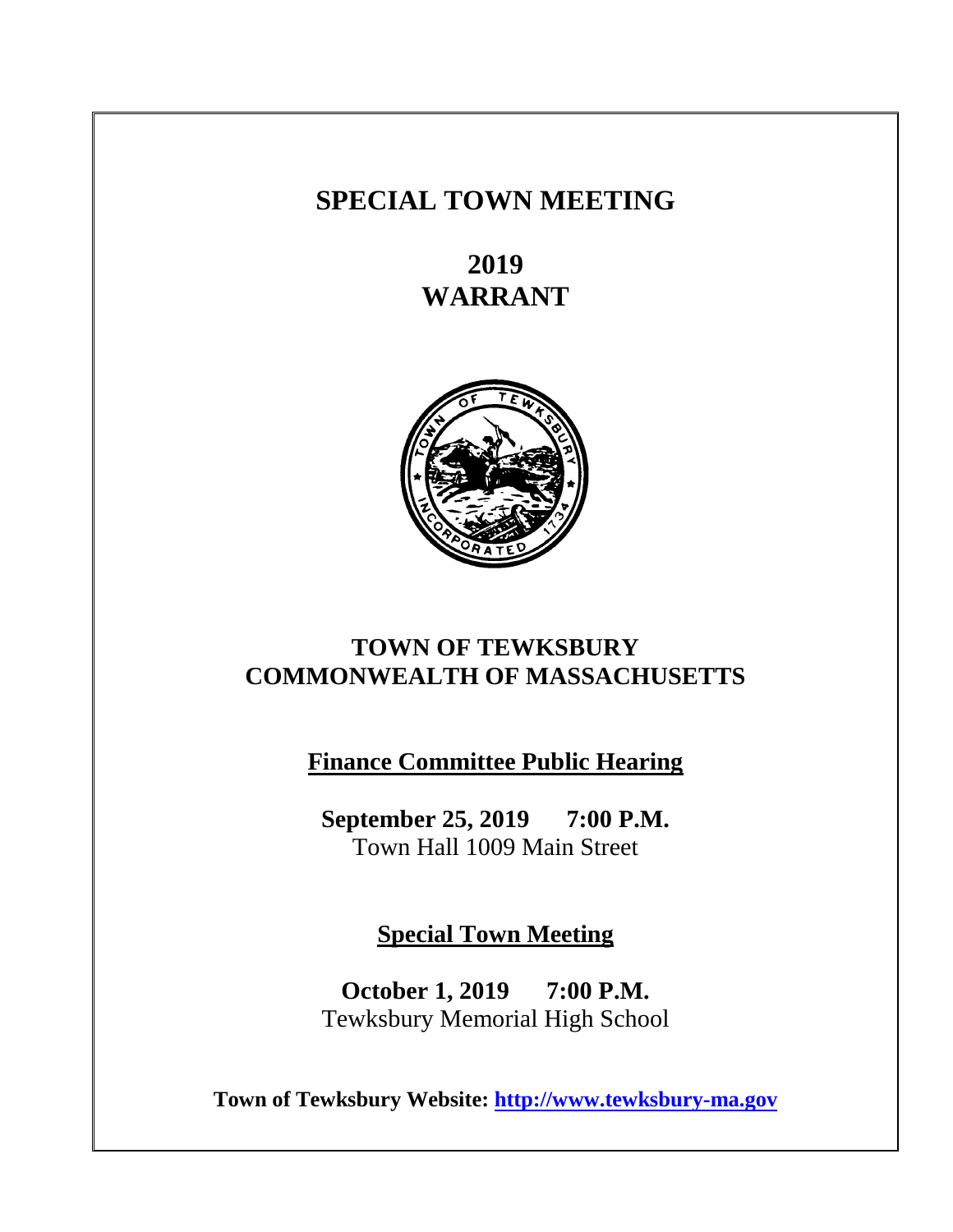# SPECIAL TOWN MEETING

## 2019
## WARRANT

## TOWN OF TEWKSBURY
## COMMONWEALTH OF MASSACHUSETTS

**Finance Committee Public Hearing**

**September 25, 2019 7:00 P.M.**
Town Hall 1009 Main Street

**Special Town Meeting**

**October 1, 2019 7:00 P.M.**
Tewksbury Memorial High School

**Town of Tewksbury Website: [http://www.tewksbury-ma.gov](http://www.tewksbury-ma.gov)**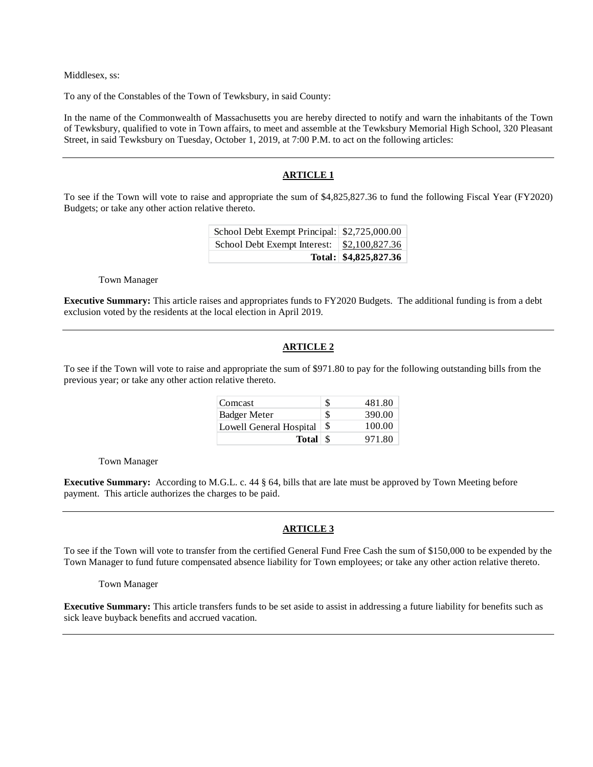Middlesex, ss:

To any of the Constables of the Town of Tewksbury, in said County:

In the name of the Commonwealth of Massachusetts you are hereby directed to notify and warn the inhabitants of the Town of Tewksbury, qualified to vote in Town affairs, to meet and assemble at the Tewksbury Memorial High School, 320 Pleasant Street, in said Tewksbury on Tuesday, October 1, 2019, at 7:00 P.M. to act on the following articles:

---

## ARTICLE 1

To see if the Town will vote to raise and appropriate the sum of $4,825,827.36 to fund the following Fiscal Year (FY2020) Budgets; or take any other action relative thereto.

| | |
|---|---|
| School Debt Exempt Principal: | $2,725,000.00 |
| School Debt Exempt Interest: | $2,100,827.36 |
| **Total:** | **$4,825,827.36** |

Town Manager

**Executive Summary:** This article raises and appropriates funds to FY2020 Budgets. The additional funding is from a debt exclusion voted by the residents at the local election in April 2019.

---

## ARTICLE 2

To see if the Town will vote to raise and appropriate the sum of $971.80 to pay for the following outstanding bills from the previous year; or take any other action relative thereto.

| | | |
|---|---|---|
| Comcast | $ | 481.80 |
| Badger Meter | $ | 390.00 |
| Lowell General Hospital | $ | 100.00 |
| **Total** | $ | 971.80 |

Town Manager

**Executive Summary:** According to M.G.L. c. 44 § 64, bills that are late must be approved by Town Meeting before payment. This article authorizes the charges to be paid.

---

## ARTICLE 3

To see if the Town will vote to transfer from the certified General Fund Free Cash the sum of $150,000 to be expended by the Town Manager to fund future compensated absence liability for Town employees; or take any other action relative thereto.

Town Manager

**Executive Summary:** This article transfers funds to be set aside to assist in addressing a future liability for benefits such as sick leave buyback benefits and accrued vacation.

---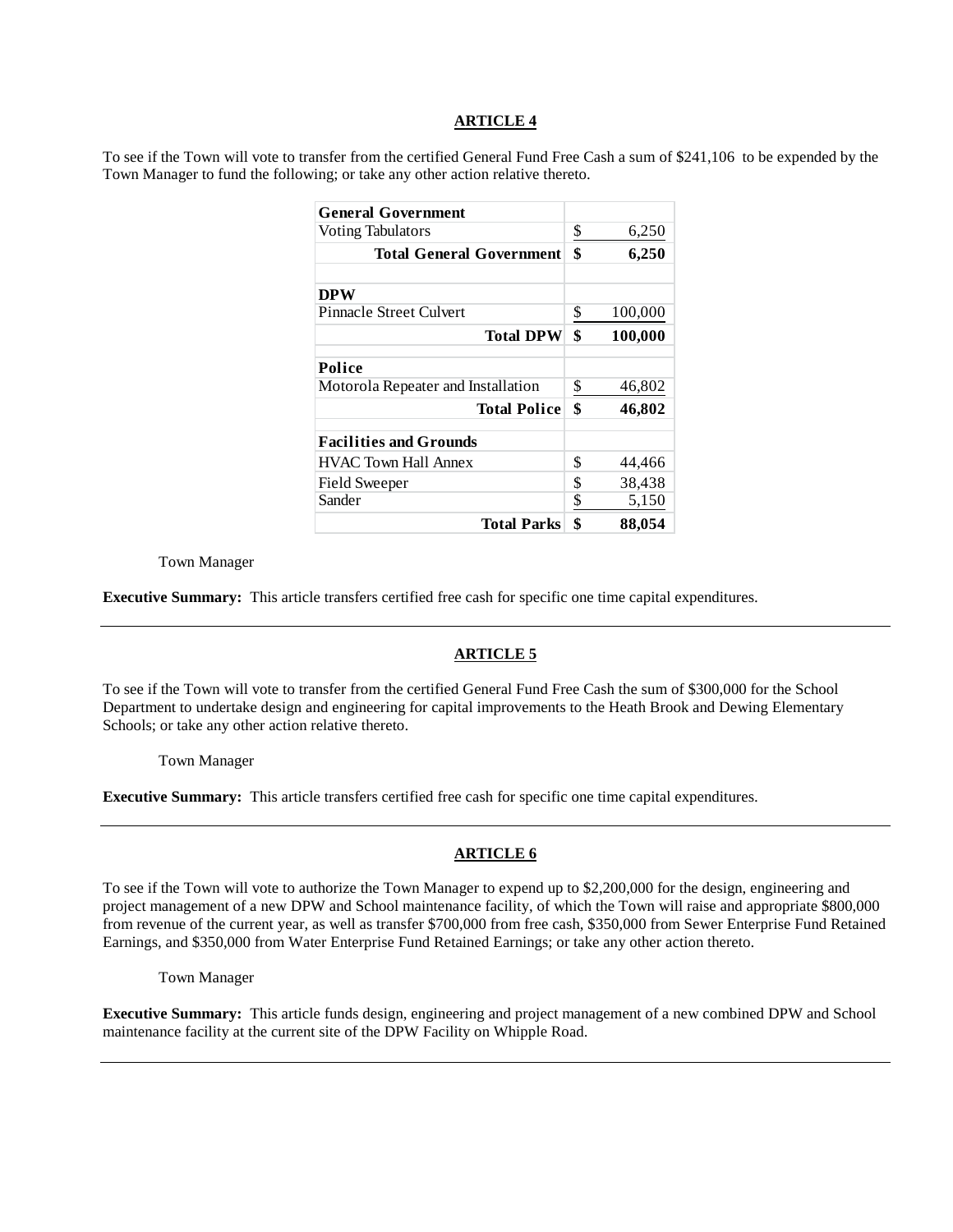## ARTICLE 4

To see if the Town will vote to transfer from the certified General Fund Free Cash a sum of $241,106 to be expended by the Town Manager to fund the following; or take any other action relative thereto.

| | |
|---|---|
| **General Government** | |
| Voting Tabulators | $ 6,250 |
| **Total General Government** | **$ 6,250** |
| | |
| **DPW** | |
| Pinnacle Street Culvert | $ 100,000 |
| **Total DPW** | **$ 100,000** |
| | |
| **Police** | |
| Motorola Repeater and Installation | $ 46,802 |
| **Total Police** | **$ 46,802** |
| | |
| **Facilities and Grounds** | |
| HVAC Town Hall Annex | $ 44,466 |
| Field Sweeper | $ 38,438 |
| Sander | $ 5,150 |
| **Total Parks** | **$ 88,054** |

Town Manager

**Executive Summary:** This article transfers certified free cash for specific one time capital expenditures.

---

## ARTICLE 5

To see if the Town will vote to transfer from the certified General Fund Free Cash the sum of $300,000 for the School Department to undertake design and engineering for capital improvements to the Heath Brook and Dewing Elementary Schools; or take any other action relative thereto.

Town Manager

**Executive Summary:** This article transfers certified free cash for specific one time capital expenditures.

---

## ARTICLE 6

To see if the Town will vote to authorize the Town Manager to expend up to $2,200,000 for the design, engineering and project management of a new DPW and School maintenance facility, of which the Town will raise and appropriate $800,000 from revenue of the current year, as well as transfer $700,000 from free cash, $350,000 from Sewer Enterprise Fund Retained Earnings, and $350,000 from Water Enterprise Fund Retained Earnings; or take any other action thereto.

Town Manager

**Executive Summary:** This article funds design, engineering and project management of a new combined DPW and School maintenance facility at the current site of the DPW Facility on Whipple Road.

---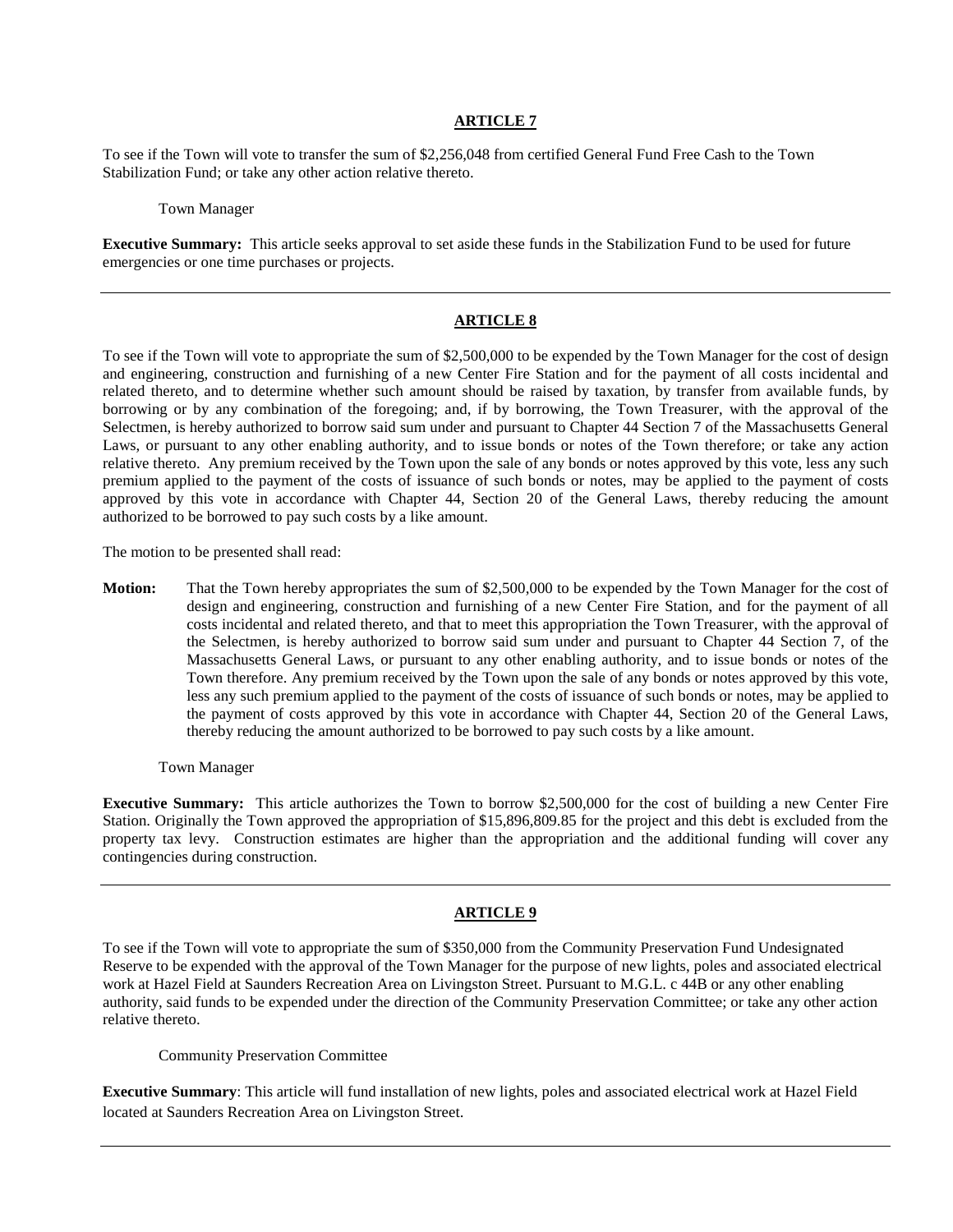## ARTICLE 7

To see if the Town will vote to transfer the sum of $2,256,048 from certified General Fund Free Cash to the Town Stabilization Fund; or take any other action relative thereto.

Town Manager

**Executive Summary:** This article seeks approval to set aside these funds in the Stabilization Fund to be used for future emergencies or one time purchases or projects.

---

## ARTICLE 8

To see if the Town will vote to appropriate the sum of $2,500,000 to be expended by the Town Manager for the cost of design and engineering, construction and furnishing of a new Center Fire Station and for the payment of all costs incidental and related thereto, and to determine whether such amount should be raised by taxation, by transfer from available funds, by borrowing or by any combination of the foregoing; and, if by borrowing, the Town Treasurer, with the approval of the Selectmen, is hereby authorized to borrow said sum under and pursuant to Chapter 44 Section 7 of the Massachusetts General Laws, or pursuant to any other enabling authority, and to issue bonds or notes of the Town therefore; or take any action relative thereto. Any premium received by the Town upon the sale of any bonds or notes approved by this vote, less any such premium applied to the payment of the costs of issuance of such bonds or notes, may be applied to the payment of costs approved by this vote in accordance with Chapter 44, Section 20 of the General Laws, thereby reducing the amount authorized to be borrowed to pay such costs by a like amount.

The motion to be presented shall read:

**Motion:** That the Town hereby appropriates the sum of $2,500,000 to be expended by the Town Manager for the cost of design and engineering, construction and furnishing of a new Center Fire Station, and for the payment of all costs incidental and related thereto, and that to meet this appropriation the Town Treasurer, with the approval of the Selectmen, is hereby authorized to borrow said sum under and pursuant to Chapter 44 Section 7, of the Massachusetts General Laws, or pursuant to any other enabling authority, and to issue bonds or notes of the Town therefore. Any premium received by the Town upon the sale of any bonds or notes approved by this vote, less any such premium applied to the payment of the costs of issuance of such bonds or notes, may be applied to the payment of costs approved by this vote in accordance with Chapter 44, Section 20 of the General Laws, thereby reducing the amount authorized to be borrowed to pay such costs by a like amount.

Town Manager

**Executive Summary:** This article authorizes the Town to borrow $2,500,000 for the cost of building a new Center Fire Station. Originally the Town approved the appropriation of $15,896,809.85 for the project and this debt is excluded from the property tax levy. Construction estimates are higher than the appropriation and the additional funding will cover any contingencies during construction.

---

## ARTICLE 9

To see if the Town will vote to appropriate the sum of $350,000 from the Community Preservation Fund Undesignated Reserve to be expended with the approval of the Town Manager for the purpose of new lights, poles and associated electrical work at Hazel Field at Saunders Recreation Area on Livingston Street. Pursuant to M.G.L. c 44B or any other enabling authority, said funds to be expended under the direction of the Community Preservation Committee; or take any other action relative thereto.

Community Preservation Committee

**Executive Summary**: This article will fund installation of new lights, poles and associated electrical work at Hazel Field located at Saunders Recreation Area on Livingston Street.

---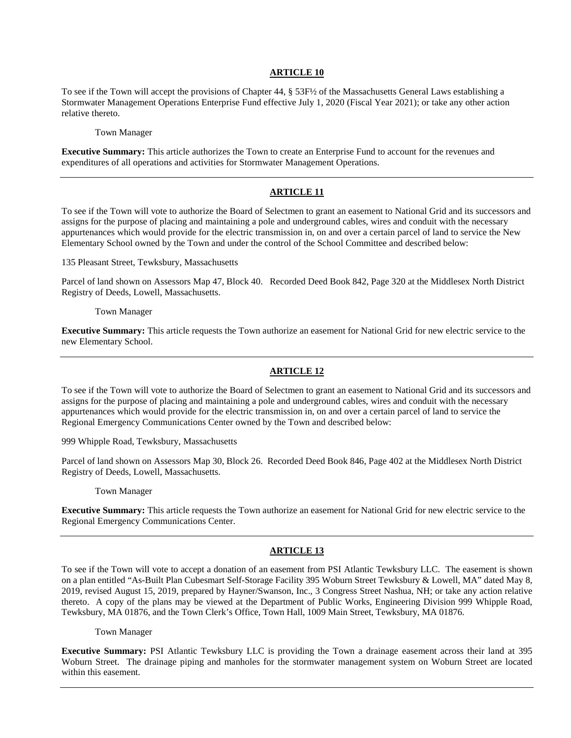## ARTICLE 10

To see if the Town will accept the provisions of Chapter 44, § 53F½ of the Massachusetts General Laws establishing a Stormwater Management Operations Enterprise Fund effective July 1, 2020 (Fiscal Year 2021); or take any other action relative thereto.

Town Manager

**Executive Summary:** This article authorizes the Town to create an Enterprise Fund to account for the revenues and expenditures of all operations and activities for Stormwater Management Operations.

---

## ARTICLE 11

To see if the Town will vote to authorize the Board of Selectmen to grant an easement to National Grid and its successors and assigns for the purpose of placing and maintaining a pole and underground cables, wires and conduit with the necessary appurtenances which would provide for the electric transmission in, on and over a certain parcel of land to service the New Elementary School owned by the Town and under the control of the School Committee and described below:

135 Pleasant Street, Tewksbury, Massachusetts

Parcel of land shown on Assessors Map 47, Block 40. Recorded Deed Book 842, Page 320 at the Middlesex North District Registry of Deeds, Lowell, Massachusetts.

Town Manager

**Executive Summary:** This article requests the Town authorize an easement for National Grid for new electric service to the new Elementary School.

---

## ARTICLE 12

To see if the Town will vote to authorize the Board of Selectmen to grant an easement to National Grid and its successors and assigns for the purpose of placing and maintaining a pole and underground cables, wires and conduit with the necessary appurtenances which would provide for the electric transmission in, on and over a certain parcel of land to service the Regional Emergency Communications Center owned by the Town and described below:

999 Whipple Road, Tewksbury, Massachusetts

Parcel of land shown on Assessors Map 30, Block 26. Recorded Deed Book 846, Page 402 at the Middlesex North District Registry of Deeds, Lowell, Massachusetts.

Town Manager

**Executive Summary:** This article requests the Town authorize an easement for National Grid for new electric service to the Regional Emergency Communications Center.

---

## ARTICLE 13

To see if the Town will vote to accept a donation of an easement from PSI Atlantic Tewksbury LLC. The easement is shown on a plan entitled "As-Built Plan Cubesmart Self-Storage Facility 395 Woburn Street Tewksbury & Lowell, MA" dated May 8, 2019, revised August 15, 2019, prepared by Hayner/Swanson, Inc., 3 Congress Street Nashua, NH; or take any action relative thereto. A copy of the plans may be viewed at the Department of Public Works, Engineering Division 999 Whipple Road, Tewksbury, MA 01876, and the Town Clerk's Office, Town Hall, 1009 Main Street, Tewksbury, MA 01876.

Town Manager

**Executive Summary:** PSI Atlantic Tewksbury LLC is providing the Town a drainage easement across their land at 395 Woburn Street. The drainage piping and manholes for the stormwater management system on Woburn Street are located within this easement.

---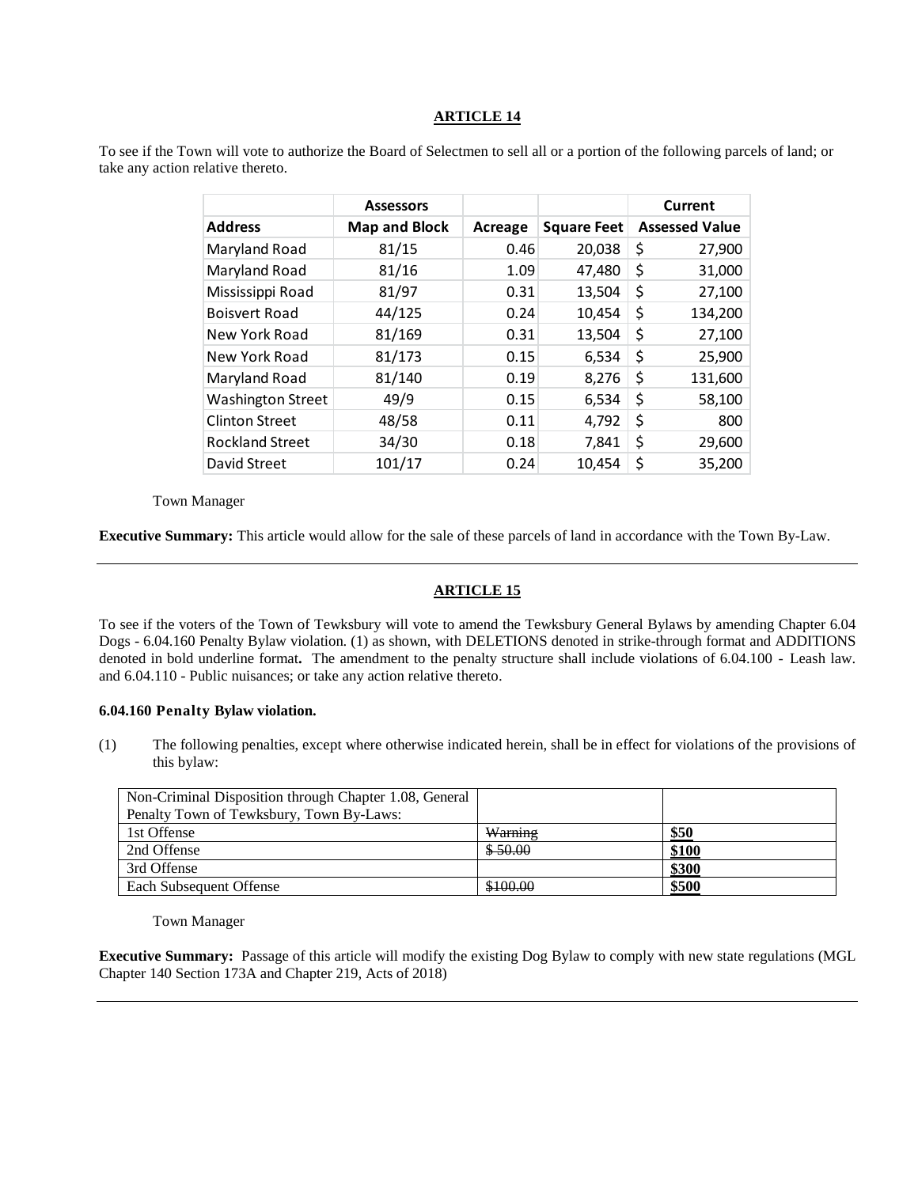## ARTICLE 14

To see if the Town will vote to authorize the Board of Selectmen to sell all or a portion of the following parcels of land; or take any action relative thereto.

| | Assessors | | | Current |
|---|---|---|---|---|
| **Address** | **Map and Block** | **Acreage** | **Square Feet** | **Assessed Value** |
| Maryland Road | 81/15 | 0.46 | 20,038 | $ 27,900 |
| Maryland Road | 81/16 | 1.09 | 47,480 | $ 31,000 |
| Mississippi Road | 81/97 | 0.31 | 13,504 | $ 27,100 |
| Boisvert Road | 44/125 | 0.24 | 10,454 | $ 134,200 |
| New York Road | 81/169 | 0.31 | 13,504 | $ 27,100 |
| New York Road | 81/173 | 0.15 | 6,534 | $ 25,900 |
| Maryland Road | 81/140 | 0.19 | 8,276 | $ 131,600 |
| Washington Street | 49/9 | 0.15 | 6,534 | $ 58,100 |
| Clinton Street | 48/58 | 0.11 | 4,792 | $ 800 |
| Rockland Street | 34/30 | 0.18 | 7,841 | $ 29,600 |
| David Street | 101/17 | 0.24 | 10,454 | $ 35,200 |

Town Manager

**Executive Summary:** This article would allow for the sale of these parcels of land in accordance with the Town By-Law.

---

## ARTICLE 15

To see if the voters of the Town of Tewksbury will vote to amend the Tewksbury General Bylaws by amending Chapter 6.04 Dogs - 6.04.160 Penalty Bylaw violation. (1) as shown, with DELETIONS denoted in strike-through format and ADDITIONS denoted in bold underline format**.** The amendment to the penalty structure shall include violations of 6.04.100 - Leash law. and 6.04.110 - Public nuisances; or take any action relative thereto.

**6.04.160 Penalty Bylaw violation.**

(1) The following penalties, except where otherwise indicated herein, shall be in effect for violations of the provisions of this bylaw:

| Non-Criminal Disposition through Chapter 1.08, General Penalty Town of Tewksbury, Town By-Laws: | | |
|---|---|---|
| 1st Offense | ~~Warning~~ | **<u>$50</u>** |
| 2nd Offense | ~~$ 50.00~~ | **<u>$100</u>** |
| 3rd Offense | | **<u>$300</u>** |
| Each Subsequent Offense | ~~$100.00~~ | **<u>$500</u>** |

Town Manager

**Executive Summary:** Passage of this article will modify the existing Dog Bylaw to comply with new state regulations (MGL Chapter 140 Section 173A and Chapter 219, Acts of 2018)

---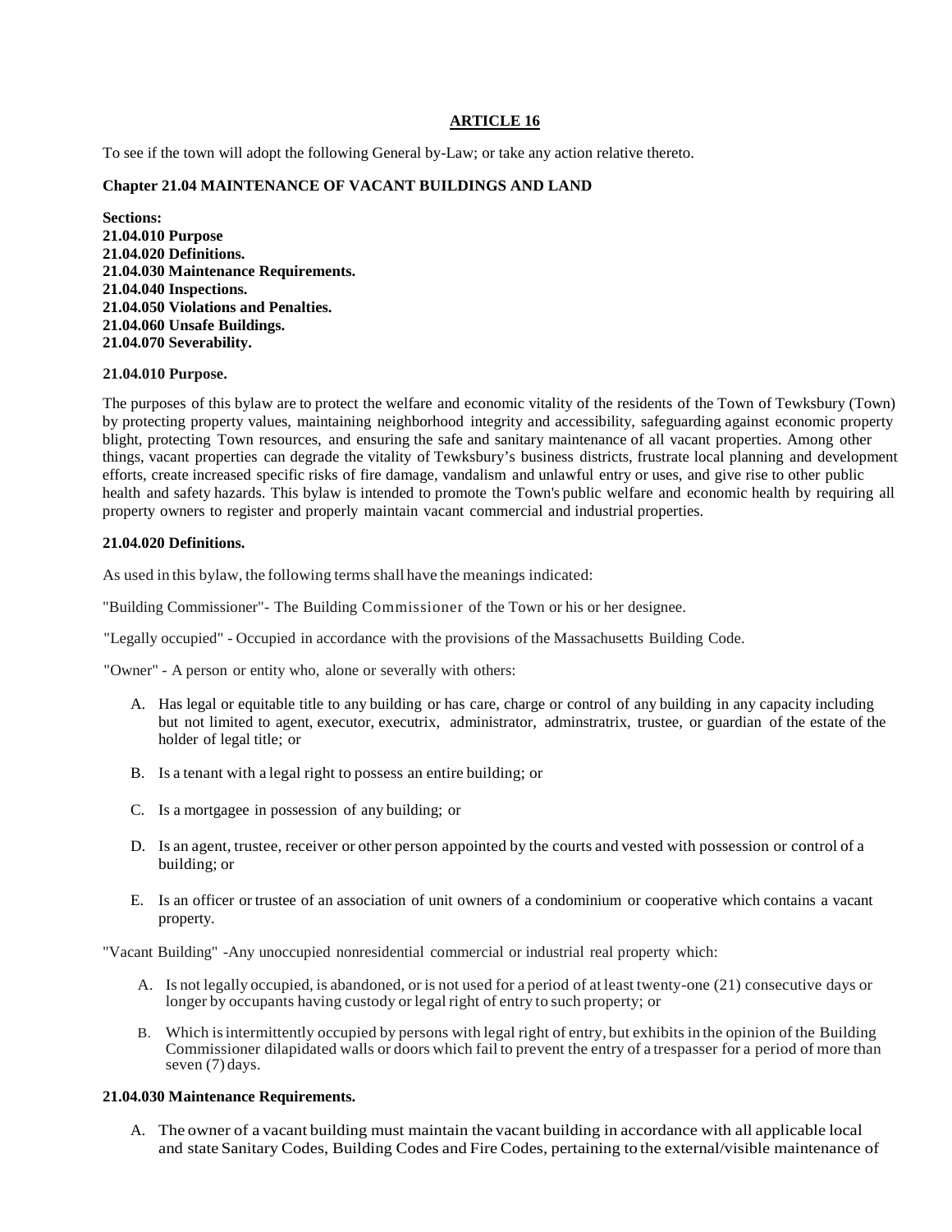## ARTICLE 16

To see if the town will adopt the following General by-Law; or take any action relative thereto.

**Chapter 21.04 MAINTENANCE OF VACANT BUILDINGS AND LAND**

**Sections:**
**21.04.010 Purpose**
**21.04.020 Definitions.**
**21.04.030 Maintenance Requirements.**
**21.04.040 Inspections.**
**21.04.050 Violations and Penalties.**
**21.04.060 Unsafe Buildings.**
**21.04.070 Severability.**

**21.04.010 Purpose.**

The purposes of this bylaw are to protect the welfare and economic vitality of the residents of the Town of Tewksbury (Town) by protecting property values, maintaining neighborhood integrity and accessibility, safeguarding against economic property blight, protecting Town resources, and ensuring the safe and sanitary maintenance of all vacant properties. Among other things, vacant properties can degrade the vitality of Tewksbury's business districts, frustrate local planning and development efforts, create increased specific risks of fire damage, vandalism and unlawful entry or uses, and give rise to other public health and safety hazards. This bylaw is intended to promote the Town's public welfare and economic health by requiring all property owners to register and properly maintain vacant commercial and industrial properties.

**21.04.020 Definitions.**

As used in this bylaw, the following terms shall have the meanings indicated:

"Building Commissioner"- The Building Commissioner of the Town or his or her designee.

"Legally occupied" - Occupied in accordance with the provisions of the Massachusetts Building Code.

"Owner" - A person or entity who, alone or severally with others:

A. Has legal or equitable title to any building or has care, charge or control of any building in any capacity including but not limited to agent, executor, executrix, administrator, adminstratrix, trustee, or guardian of the estate of the holder of legal title; or

B. Is a tenant with a legal right to possess an entire building; or

C. Is a mortgagee in possession of any building; or

D. Is an agent, trustee, receiver or other person appointed by the courts and vested with possession or control of a building; or

E. Is an officer or trustee of an association of unit owners of a condominium or cooperative which contains a vacant property.

"Vacant Building" -Any unoccupied nonresidential commercial or industrial real property which:

A. Is not legally occupied, is abandoned, or is not used for a period of at least twenty-one (21) consecutive days or longer by occupants having custody or legal right of entry to such property; or

B. Which is intermittently occupied by persons with legal right of entry, but exhibits in the opinion of the Building Commissioner dilapidated walls or doors which fail to prevent the entry of a trespasser for a period of more than seven (7) days.

**21.04.030 Maintenance Requirements.**

A. The owner of a vacant building must maintain the vacant building in accordance with all applicable local and state Sanitary Codes, Building Codes and Fire Codes, pertaining to the external/visible maintenance of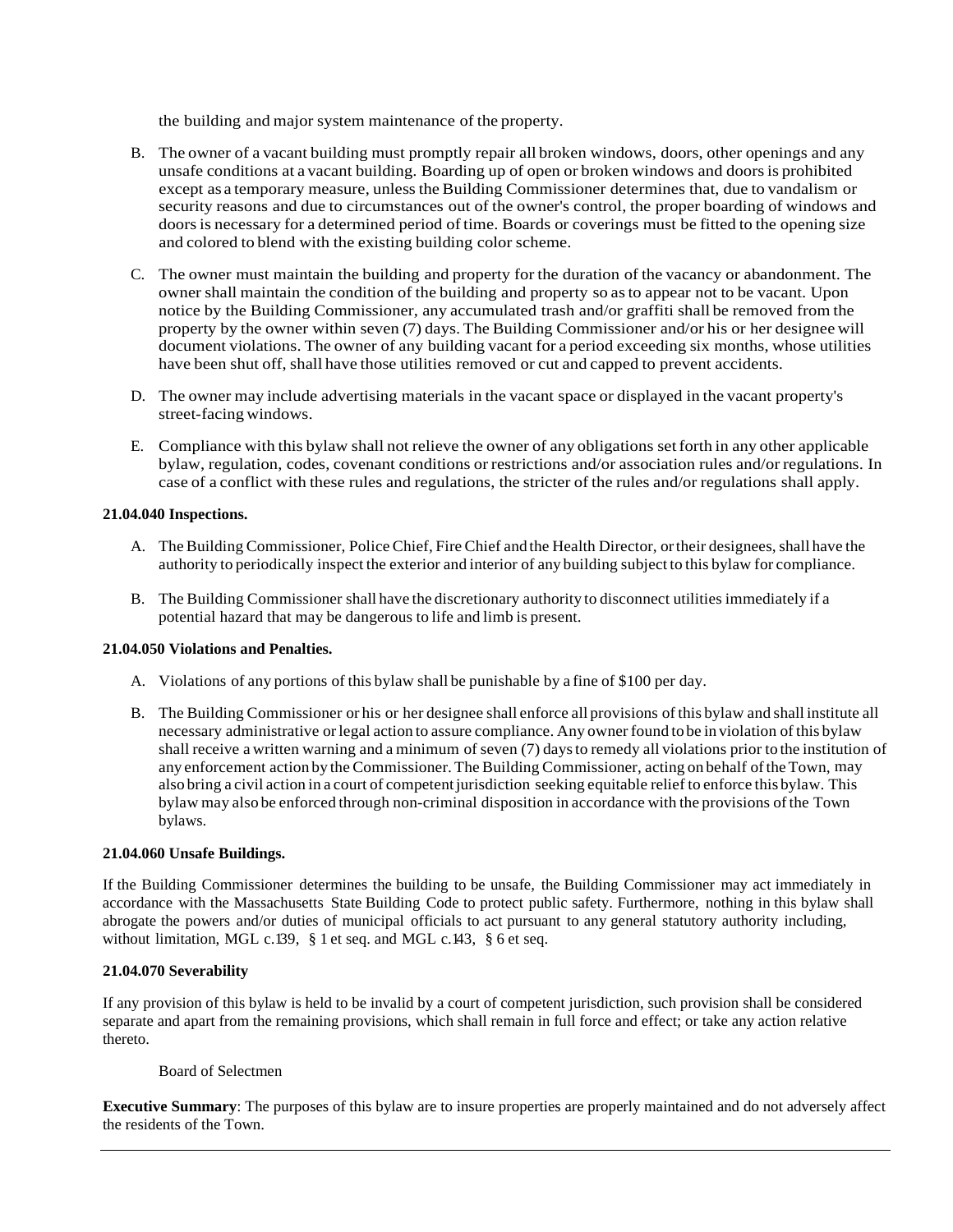the building and major system maintenance of the property.

B. The owner of a vacant building must promptly repair all broken windows, doors, other openings and any unsafe conditions at a vacant building. Boarding up of open or broken windows and doors is prohibited except as a temporary measure, unless the Building Commissioner determines that, due to vandalism or security reasons and due to circumstances out of the owner's control, the proper boarding of windows and doors is necessary for a determined period of time. Boards or coverings must be fitted to the opening size and colored to blend with the existing building color scheme.

C. The owner must maintain the building and property for the duration of the vacancy or abandonment. The owner shall maintain the condition of the building and property so as to appear not to be vacant. Upon notice by the Building Commissioner, any accumulated trash and/or graffiti shall be removed from the property by the owner within seven (7) days. The Building Commissioner and/or his or her designee will document violations. The owner of any building vacant for a period exceeding six months, whose utilities have been shut off, shall have those utilities removed or cut and capped to prevent accidents.

D. The owner may include advertising materials in the vacant space or displayed in the vacant property's street-facing windows.

E. Compliance with this bylaw shall not relieve the owner of any obligations set forth in any other applicable bylaw, regulation, codes, covenant conditions or restrictions and/or association rules and/or regulations. In case of a conflict with these rules and regulations, the stricter of the rules and/or regulations shall apply.

**21.04.040 Inspections.**

A. The Building Commissioner, Police Chief, Fire Chief and the Health Director, or their designees, shall have the authority to periodically inspect the exterior and interior of any building subject to this bylaw for compliance.

B. The Building Commissioner shall have the discretionary authority to disconnect utilities immediately if a potential hazard that may be dangerous to life and limb is present.

**21.04.050 Violations and Penalties.**

A. Violations of any portions of this bylaw shall be punishable by a fine of $100 per day.

B. The Building Commissioner or his or her designee shall enforce all provisions of this bylaw and shall institute all necessary administrative or legal action to assure compliance. Any owner found to be in violation of this bylaw shall receive a written warning and a minimum of seven (7) days to remedy all violations prior to the institution of any enforcement action by the Commissioner. The Building Commissioner, acting on behalf of the Town, may also bring a civil action in a court of competent jurisdiction seeking equitable relief to enforce this bylaw. This bylaw may also be enforced through non-criminal disposition in accordance with the provisions of the Town bylaws.

**21.04.060 Unsafe Buildings.**

If the Building Commissioner determines the building to be unsafe, the Building Commissioner may act immediately in accordance with the Massachusetts State Building Code to protect public safety. Furthermore, nothing in this bylaw shall abrogate the powers and/or duties of municipal officials to act pursuant to any general statutory authority including, without limitation, MGL c.139, § 1 et seq. and MGL c.143, § 6 et seq.

**21.04.070 Severability**

If any provision of this bylaw is held to be invalid by a court of competent jurisdiction, such provision shall be considered separate and apart from the remaining provisions, which shall remain in full force and effect; or take any action relative thereto.

Board of Selectmen

**Executive Summary**: The purposes of this bylaw are to insure properties are properly maintained and do not adversely affect the residents of the Town.

---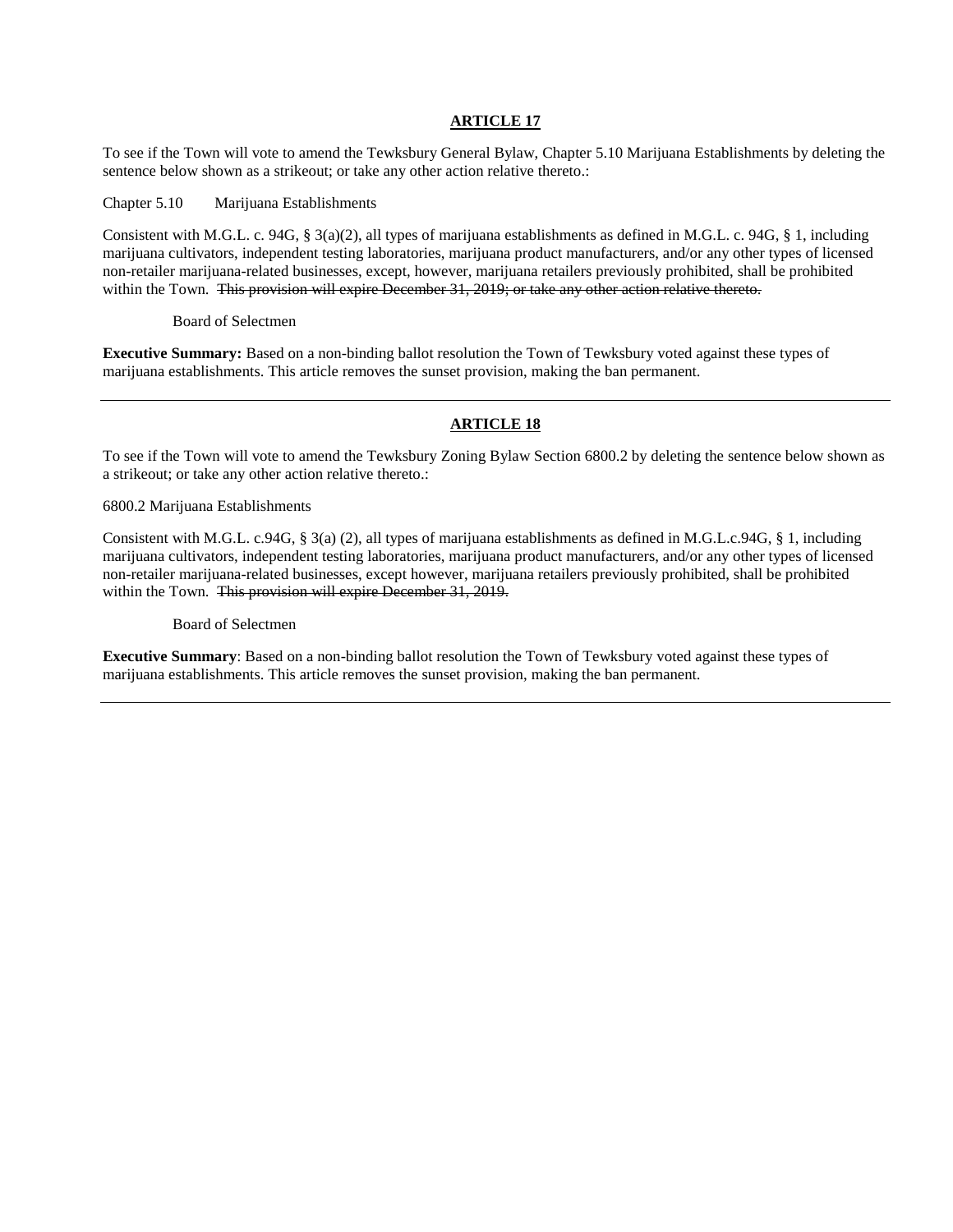## ARTICLE 17

To see if the Town will vote to amend the Tewksbury General Bylaw, Chapter 5.10 Marijuana Establishments by deleting the sentence below shown as a strikeout; or take any other action relative thereto.:

Chapter 5.10 Marijuana Establishments

Consistent with M.G.L. c. 94G, § 3(a)(2), all types of marijuana establishments as defined in M.G.L. c. 94G, § 1, including marijuana cultivators, independent testing laboratories, marijuana product manufacturers, and/or any other types of licensed non-retailer marijuana-related businesses, except, however, marijuana retailers previously prohibited, shall be prohibited within the Town. ~~This provision will expire December 31, 2019; or take any other action relative thereto.~~

Board of Selectmen

**Executive Summary:** Based on a non-binding ballot resolution the Town of Tewksbury voted against these types of marijuana establishments. This article removes the sunset provision, making the ban permanent.

---

## ARTICLE 18

To see if the Town will vote to amend the Tewksbury Zoning Bylaw Section 6800.2 by deleting the sentence below shown as a strikeout; or take any other action relative thereto.:

6800.2 Marijuana Establishments

Consistent with M.G.L. c.94G, § 3(a) (2), all types of marijuana establishments as defined in M.G.L.c.94G, § 1, including marijuana cultivators, independent testing laboratories, marijuana product manufacturers, and/or any other types of licensed non-retailer marijuana-related businesses, except however, marijuana retailers previously prohibited, shall be prohibited within the Town. ~~This provision will expire December 31, 2019.~~

Board of Selectmen

**Executive Summary**: Based on a non-binding ballot resolution the Town of Tewksbury voted against these types of marijuana establishments. This article removes the sunset provision, making the ban permanent.

---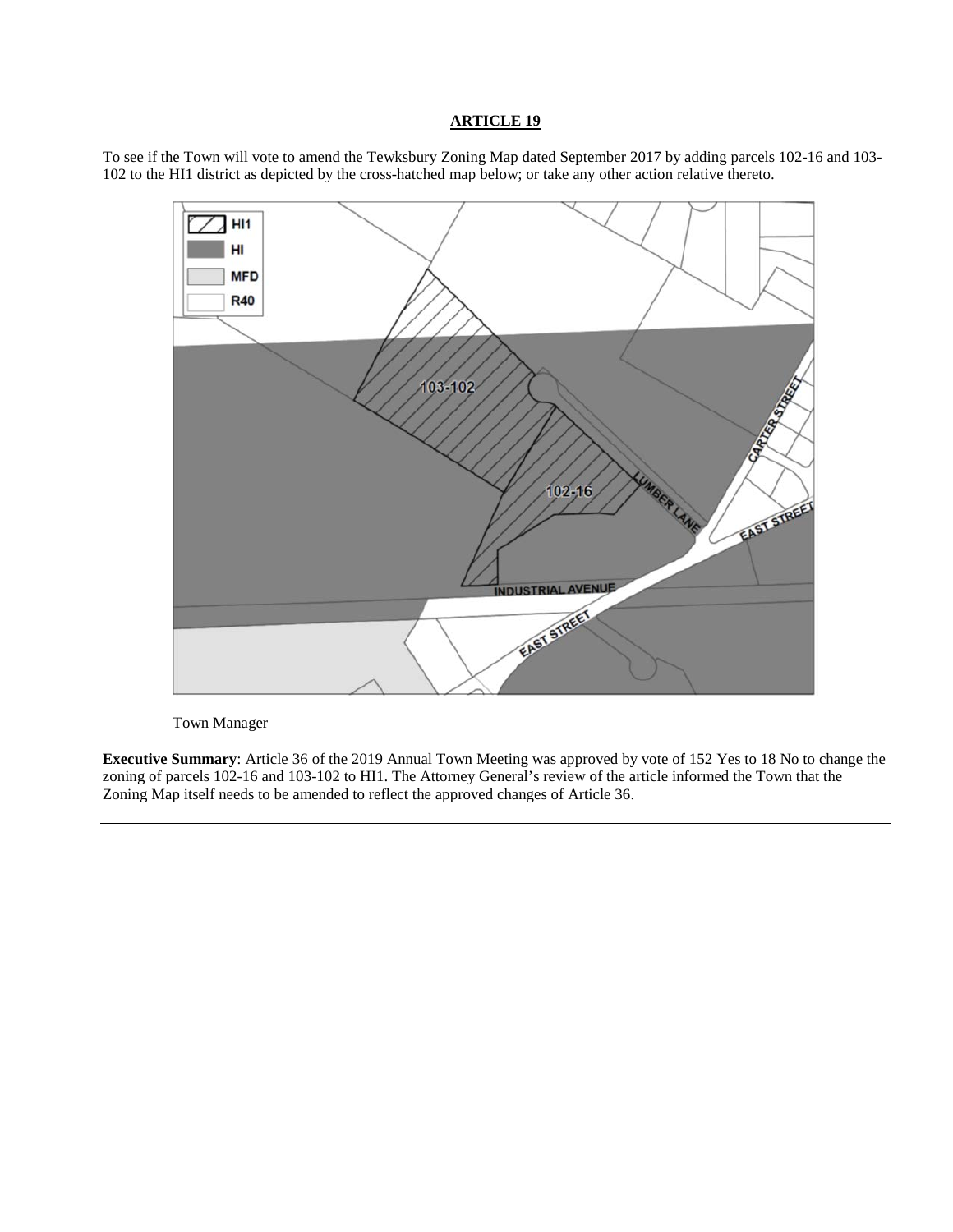## ARTICLE 19

To see if the Town will vote to amend the Tewksbury Zoning Map dated September 2017 by adding parcels 102-16 and 103-102 to the HI1 district as depicted by the cross-hatched map below; or take any other action relative thereto.

Town Manager

**Executive Summary**: Article 36 of the 2019 Annual Town Meeting was approved by vote of 152 Yes to 18 No to change the zoning of parcels 102-16 and 103-102 to HI1. The Attorney General's review of the article informed the Town that the Zoning Map itself needs to be amended to reflect the approved changes of Article 36.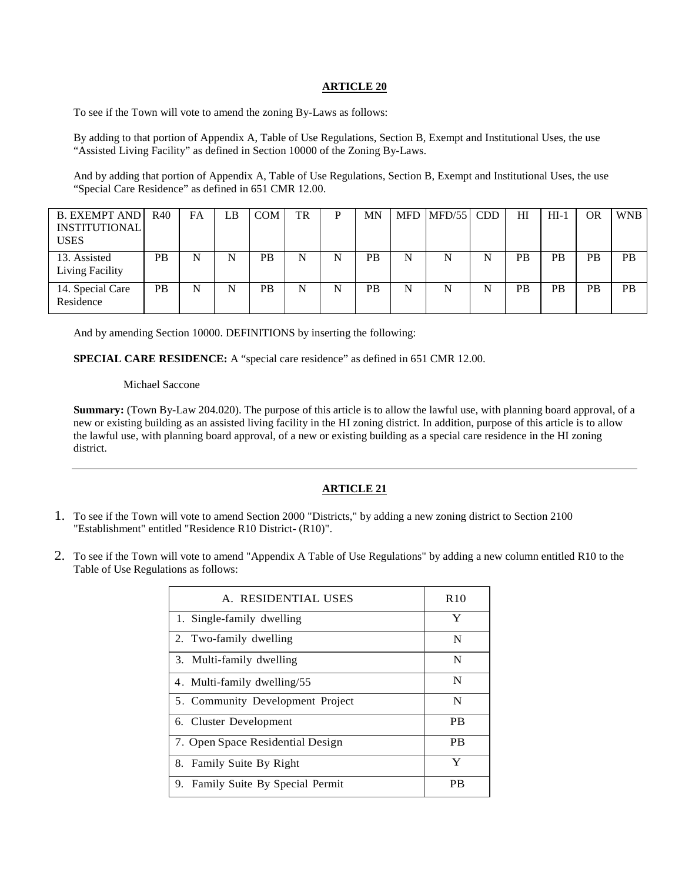## ARTICLE 20

To see if the Town will vote to amend the zoning By-Laws as follows:

By adding to that portion of Appendix A, Table of Use Regulations, Section B, Exempt and Institutional Uses, the use "Assisted Living Facility" as defined in Section 10000 of the Zoning By-Laws.

And by adding that portion of Appendix A, Table of Use Regulations, Section B, Exempt and Institutional Uses, the use "Special Care Residence" as defined in 651 CMR 12.00.

| B. EXEMPT AND INSTITUTIONAL USES | R40 | FA | LB | COM | TR | P | MN | MFD | MFD/55 | CDD | HI | HI-1 | OR | WNB |
|---|---|---|---|---|---|---|---|---|---|---|---|---|---|---|
| 13. Assisted Living Facility | PB | N | N | PB | N | N | PB | N | N | N | PB | PB | PB | PB |
| 14. Special Care Residence | PB | N | N | PB | N | N | PB | N | N | N | PB | PB | PB | PB |

And by amending Section 10000. DEFINITIONS by inserting the following:

**SPECIAL CARE RESIDENCE:** A "special care residence" as defined in 651 CMR 12.00.

Michael Saccone

**Summary:** (Town By-Law 204.020). The purpose of this article is to allow the lawful use, with planning board approval, of a new or existing building as an assisted living facility in the HI zoning district. In addition, purpose of this article is to allow the lawful use, with planning board approval, of a new or existing building as a special care residence in the HI zoning district.

---

## ARTICLE 21

1. To see if the Town will vote to amend Section 2000 "Districts," by adding a new zoning district to Section 2100 "Establishment" entitled "Residence R10 District- (R10)".

2. To see if the Town will vote to amend "Appendix A Table of Use Regulations" by adding a new column entitled R10 to the Table of Use Regulations as follows:

| A. RESIDENTIAL USES | R10 |
|---|---|
| 1. Single-family dwelling | Y |
| 2. Two-family dwelling | N |
| 3. Multi-family dwelling | N |
| 4. Multi-family dwelling/55 | N |
| 5. Community Development Project | N |
| 6. Cluster Development | PB |
| 7. Open Space Residential Design | PB |
| 8. Family Suite By Right | Y |
| 9. Family Suite By Special Permit | PB |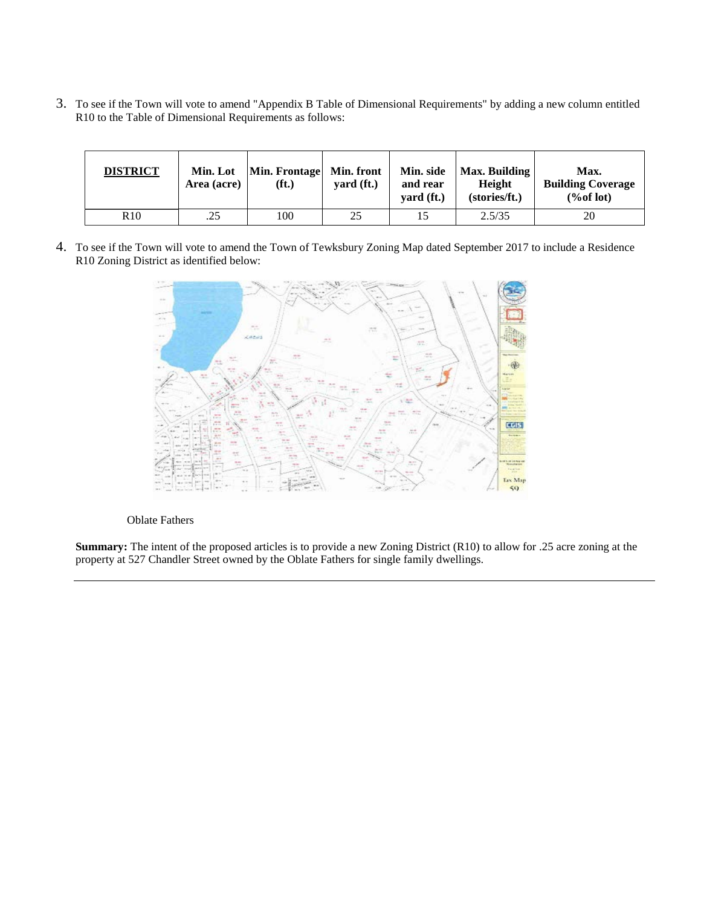3. To see if the Town will vote to amend "Appendix B Table of Dimensional Requirements" by adding a new column entitled R10 to the Table of Dimensional Requirements as follows:

| **DISTRICT** | **Min. Lot Area (acre)** | **Min. Frontage (ft.)** | **Min. front yard (ft.)** | **Min. side and rear yard (ft.)** | **Max. Building Height (stories/ft.)** | **Max. Building Coverage (%of lot)** |
|---|---|---|---|---|---|---|
| R10 | .25 | 100 | 25 | 15 | 2.5/35 | 20 |

4. To see if the Town will vote to amend the Town of Tewksbury Zoning Map dated September 2017 to include a Residence R10 Zoning District as identified below:

Oblate Fathers

**Summary:** The intent of the proposed articles is to provide a new Zoning District (R10) to allow for .25 acre zoning at the property at 527 Chandler Street owned by the Oblate Fathers for single family dwellings.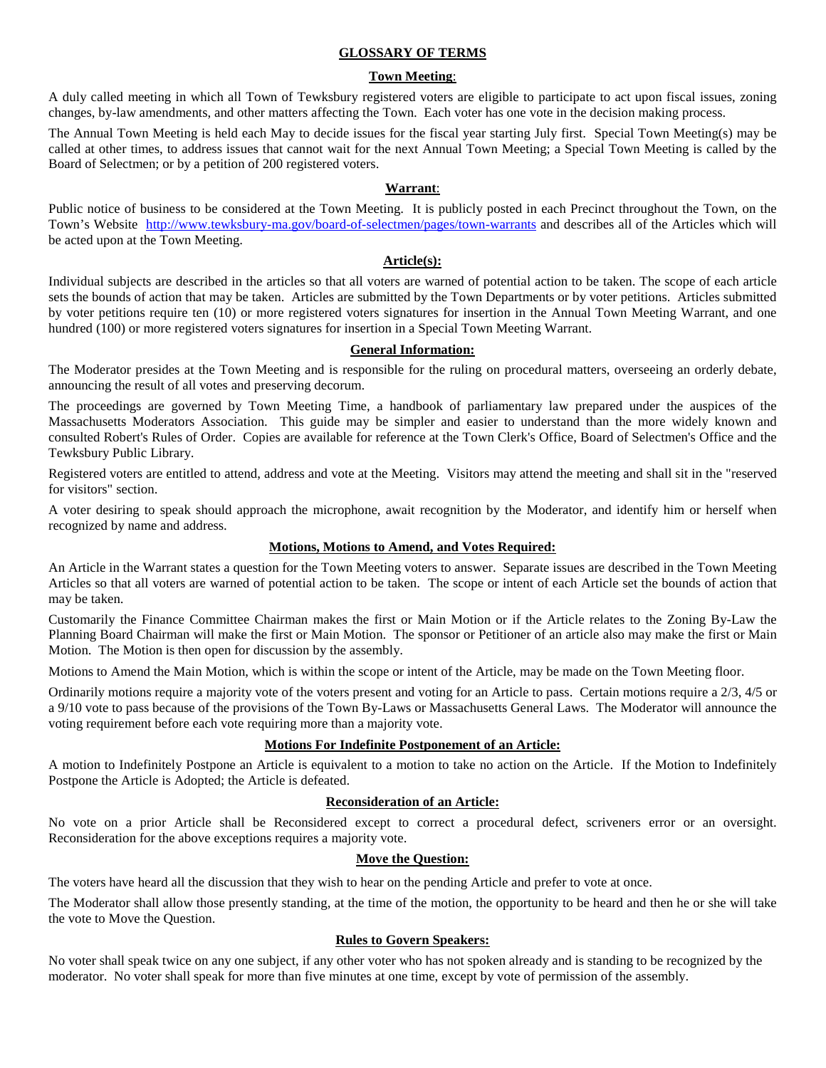## GLOSSARY OF TERMS

### Town Meeting:

A duly called meeting in which all Town of Tewksbury registered voters are eligible to participate to act upon fiscal issues, zoning changes, by-law amendments, and other matters affecting the Town. Each voter has one vote in the decision making process.

The Annual Town Meeting is held each May to decide issues for the fiscal year starting July first. Special Town Meeting(s) may be called at other times, to address issues that cannot wait for the next Annual Town Meeting; a Special Town Meeting is called by the Board of Selectmen; or by a petition of 200 registered voters.

### Warrant:

Public notice of business to be considered at the Town Meeting. It is publicly posted in each Precinct throughout the Town, on the Town's Website http://www.tewksbury-ma.gov/board-of-selectmen/pages/town-warrants and describes all of the Articles which will be acted upon at the Town Meeting.

### Article(s):

Individual subjects are described in the articles so that all voters are warned of potential action to be taken. The scope of each article sets the bounds of action that may be taken. Articles are submitted by the Town Departments or by voter petitions. Articles submitted by voter petitions require ten (10) or more registered voters signatures for insertion in the Annual Town Meeting Warrant, and one hundred (100) or more registered voters signatures for insertion in a Special Town Meeting Warrant.

### General Information:

The Moderator presides at the Town Meeting and is responsible for the ruling on procedural matters, overseeing an orderly debate, announcing the result of all votes and preserving decorum.

The proceedings are governed by Town Meeting Time, a handbook of parliamentary law prepared under the auspices of the Massachusetts Moderators Association. This guide may be simpler and easier to understand than the more widely known and consulted Robert's Rules of Order. Copies are available for reference at the Town Clerk's Office, Board of Selectmen's Office and the Tewksbury Public Library.

Registered voters are entitled to attend, address and vote at the Meeting. Visitors may attend the meeting and shall sit in the "reserved for visitors" section.

A voter desiring to speak should approach the microphone, await recognition by the Moderator, and identify him or herself when recognized by name and address.

### Motions, Motions to Amend, and Votes Required:

An Article in the Warrant states a question for the Town Meeting voters to answer. Separate issues are described in the Town Meeting Articles so that all voters are warned of potential action to be taken. The scope or intent of each Article set the bounds of action that may be taken.

Customarily the Finance Committee Chairman makes the first or Main Motion or if the Article relates to the Zoning By-Law the Planning Board Chairman will make the first or Main Motion. The sponsor or Petitioner of an article also may make the first or Main Motion. The Motion is then open for discussion by the assembly.

Motions to Amend the Main Motion, which is within the scope or intent of the Article, may be made on the Town Meeting floor.

Ordinarily motions require a majority vote of the voters present and voting for an Article to pass. Certain motions require a 2/3, 4/5 or a 9/10 vote to pass because of the provisions of the Town By-Laws or Massachusetts General Laws. The Moderator will announce the voting requirement before each vote requiring more than a majority vote.

### Motions For Indefinite Postponement of an Article:

A motion to Indefinitely Postpone an Article is equivalent to a motion to take no action on the Article. If the Motion to Indefinitely Postpone the Article is Adopted; the Article is defeated.

### Reconsideration of an Article:

No vote on a prior Article shall be Reconsidered except to correct a procedural defect, scriveners error or an oversight. Reconsideration for the above exceptions requires a majority vote.

### Move the Question:

The voters have heard all the discussion that they wish to hear on the pending Article and prefer to vote at once.

The Moderator shall allow those presently standing, at the time of the motion, the opportunity to be heard and then he or she will take the vote to Move the Question.

### Rules to Govern Speakers:

No voter shall speak twice on any one subject, if any other voter who has not spoken already and is standing to be recognized by the moderator. No voter shall speak for more than five minutes at one time, except by vote of permission of the assembly.